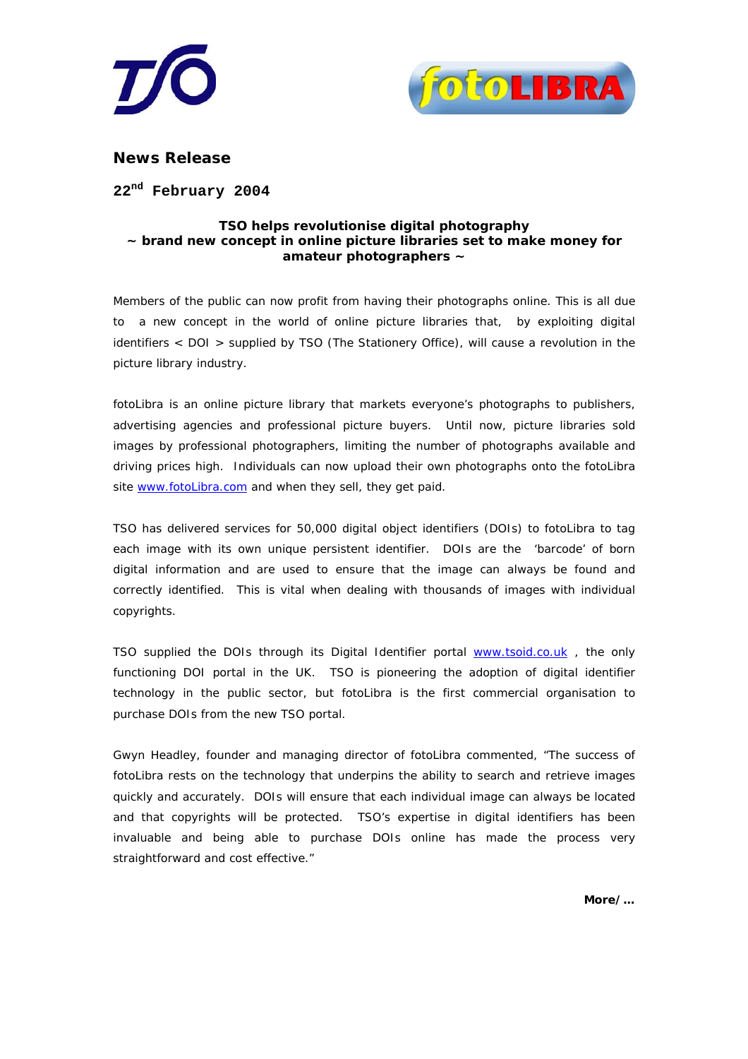## News Release

**22nd February 2004**

**TSO helps revolutionise digital photography**
**~ brand new concept in online picture libraries set to make money for amateur photographers ~**

Members of the public can now profit from having their photographs online. This is all due to a new concept in the world of online picture libraries that, by exploiting digital identifiers < DOI > supplied by TSO (The Stationery Office), will cause a revolution in the picture library industry.

fotoLibra is an online picture library that markets everyone's photographs to publishers, advertising agencies and professional picture buyers. Until now, picture libraries sold images by professional photographers, limiting the number of photographs available and driving prices high. Individuals can now upload their own photographs onto the fotoLibra site www.fotoLibra.com and when they sell, they get paid.

TSO has delivered services for 50,000 digital object identifiers (DOIs) to fotoLibra to tag each image with its own unique persistent identifier. DOIs are the 'barcode' of born digital information and are used to ensure that the image can always be found and correctly identified. This is vital when dealing with thousands of images with individual copyrights.

TSO supplied the DOIs through its Digital Identifier portal www.tsoid.co.uk , the only functioning DOI portal in the UK. TSO is pioneering the adoption of digital identifier technology in the public sector, but fotoLibra is the first commercial organisation to purchase DOIs from the new TSO portal.

Gwyn Headley, founder and managing director of fotoLibra commented, "The success of fotoLibra rests on the technology that underpins the ability to search and retrieve images quickly and accurately. DOIs will ensure that each individual image can always be located and that copyrights will be protected. TSO's expertise in digital identifiers has been invaluable and being able to purchase DOIs online has made the process very straightforward and cost effective."

**More/…**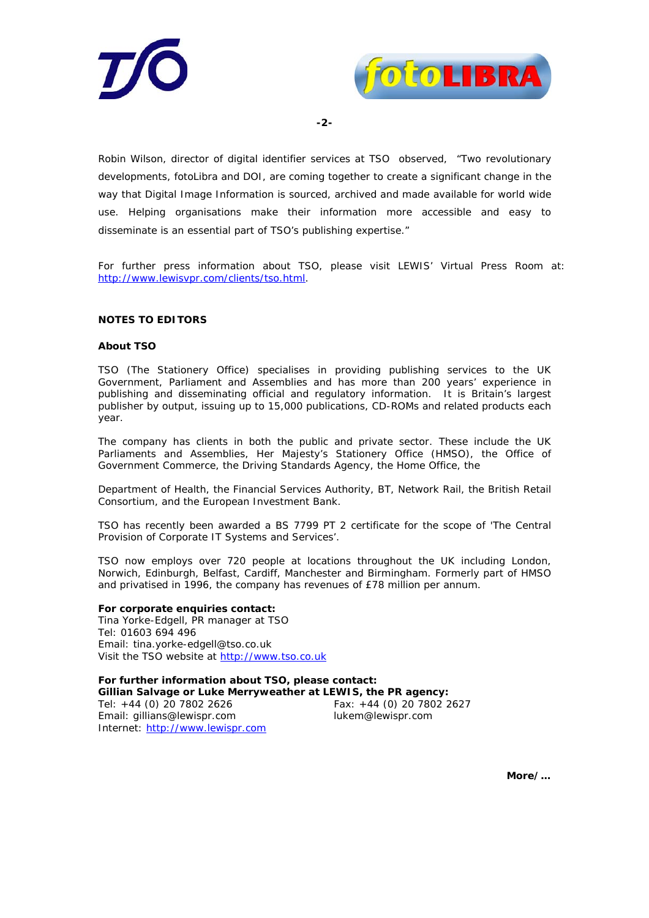Robin Wilson, director of digital identifier services at TSO observed, "Two revolutionary developments, fotoLibra and DOI, are coming together to create a significant change in the way that Digital Image Information is sourced, archived and made available for world wide use. Helping organisations make their information more accessible and easy to disseminate is an essential part of TSO's publishing expertise."

For further press information about TSO, please visit LEWIS' Virtual Press Room at: http://www.lewisvpr.com/clients/tso.html.

## NOTES TO EDITORS

### About TSO

TSO (The Stationery Office) specialises in providing publishing services to the UK Government, Parliament and Assemblies and has more than 200 years' experience in publishing and disseminating official and regulatory information. It is Britain's largest publisher by output, issuing up to 15,000 publications, CD-ROMs and related products each year.

The company has clients in both the public and private sector. These include the UK Parliaments and Assemblies, Her Majesty's Stationery Office (HMSO), the Office of Government Commerce, the Driving Standards Agency, the Home Office, the

Department of Health, the Financial Services Authority, BT, Network Rail, the British Retail Consortium, and the European Investment Bank.

TSO has recently been awarded a BS 7799 PT 2 certificate for the scope of 'The Central Provision of Corporate IT Systems and Services'.

TSO now employs over 720 people at locations throughout the UK including London, Norwich, Edinburgh, Belfast, Cardiff, Manchester and Birmingham. Formerly part of HMSO and privatised in 1996, the company has revenues of £78 million per annum.

**For corporate enquiries contact:**
Tina Yorke-Edgell, PR manager at TSO
Tel: 01603 694 496
Email: tina.yorke-edgell@tso.co.uk
Visit the TSO website at http://www.tso.co.uk

**For further information about TSO, please contact:**
**Gillian Salvage or Luke Merryweather at LEWIS, the PR agency:**
Tel: +44 (0) 20 7802 2626 Fax: +44 (0) 20 7802 2627
Email: gillians@lewispr.com lukem@lewispr.com
Internet: http://www.lewispr.com

**More/…**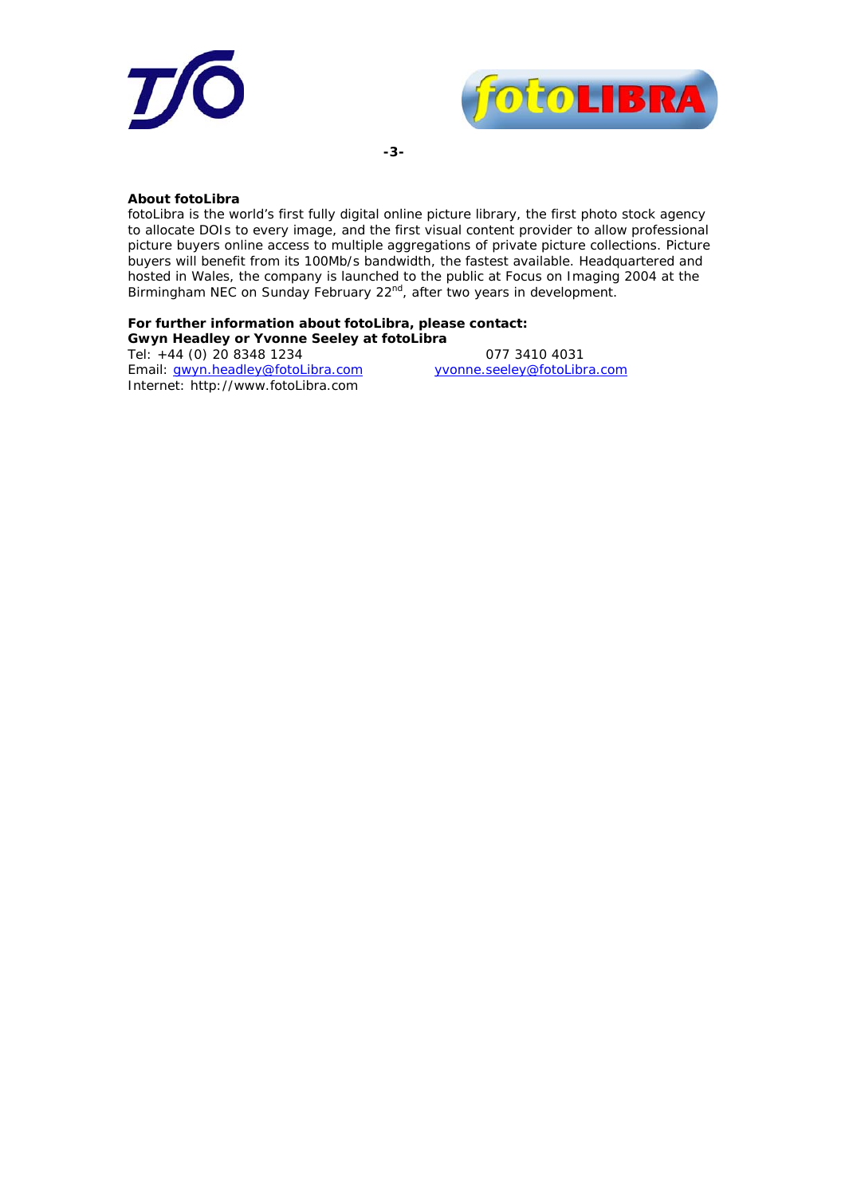**About fotoLibra**

fotoLibra is the world's first fully digital online picture library, the first photo stock agency to allocate DOIs to every image, and the first visual content provider to allow professional picture buyers online access to multiple aggregations of private picture collections. Picture buyers will benefit from its 100Mb/s bandwidth, the fastest available. Headquartered and hosted in Wales, the company is launched to the public at Focus on Imaging 2004 at the Birmingham NEC on Sunday February 22nd, after two years in development.

**For further information about fotoLibra, please contact:**
**Gwyn Headley or Yvonne Seeley at fotoLibra**

Tel: +44 (0) 20 8348 1234 077 3410 4031
Email: gwyn.headley@fotoLibra.com yvonne.seeley@fotoLibra.com
Internet: http://www.fotoLibra.com